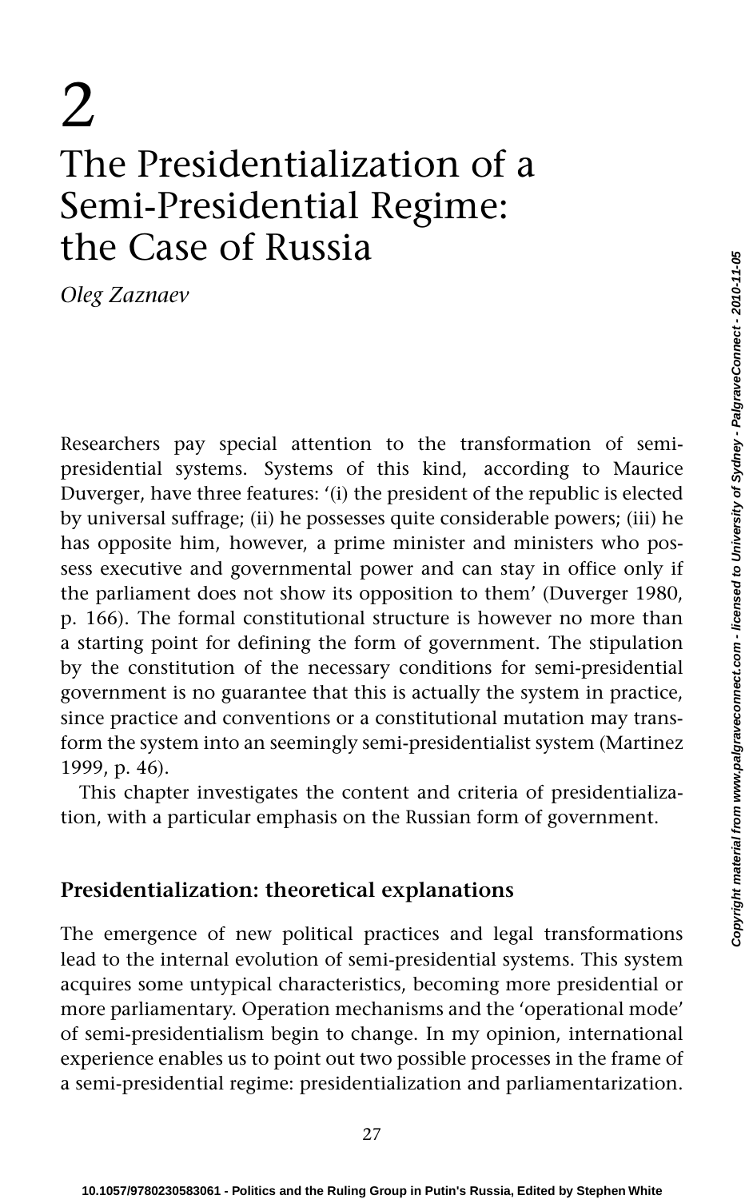# 2

# The Presidentialization of a Semi-Presidential Regime: the Case of Russia

*Oleg Zaznaev*

Researchers pay special attention to the transformation of semi-presidential systems. Systems of this kind, according to Maurice Duverger, have three features: '(i) the president of the republic is elected by universal suffrage; (ii) he possesses quite considerable powers; (iii) he has opposite him, however, a prime minister and ministers who possess executive and governmental power and can stay in office only if the parliament does not show its opposition to them' (Duverger 1980, p. 166). The formal constitutional structure is however no more than a starting point for defining the form of government. The stipulation by the constitution of the necessary conditions for semi-presidential government is no guarantee that this is actually the system in practice, since practice and conventions or a constitutional mutation may transform the system into an seemingly semi-presidentialist system (Martinez 1999, p. 46).

This chapter investigates the content and criteria of presidentialization, with a particular emphasis on the Russian form of government.

## Presidentialization: theoretical explanations

The emergence of new political practices and legal transformations lead to the internal evolution of semi-presidential systems. This system acquires some untypical characteristics, becoming more presidential or more parliamentary. Operation mechanisms and the 'operational mode' of semi-presidentialism begin to change. In my opinion, international experience enables us to point out two possible processes in the frame of a semi-presidential regime: presidentialization and parliamentarization.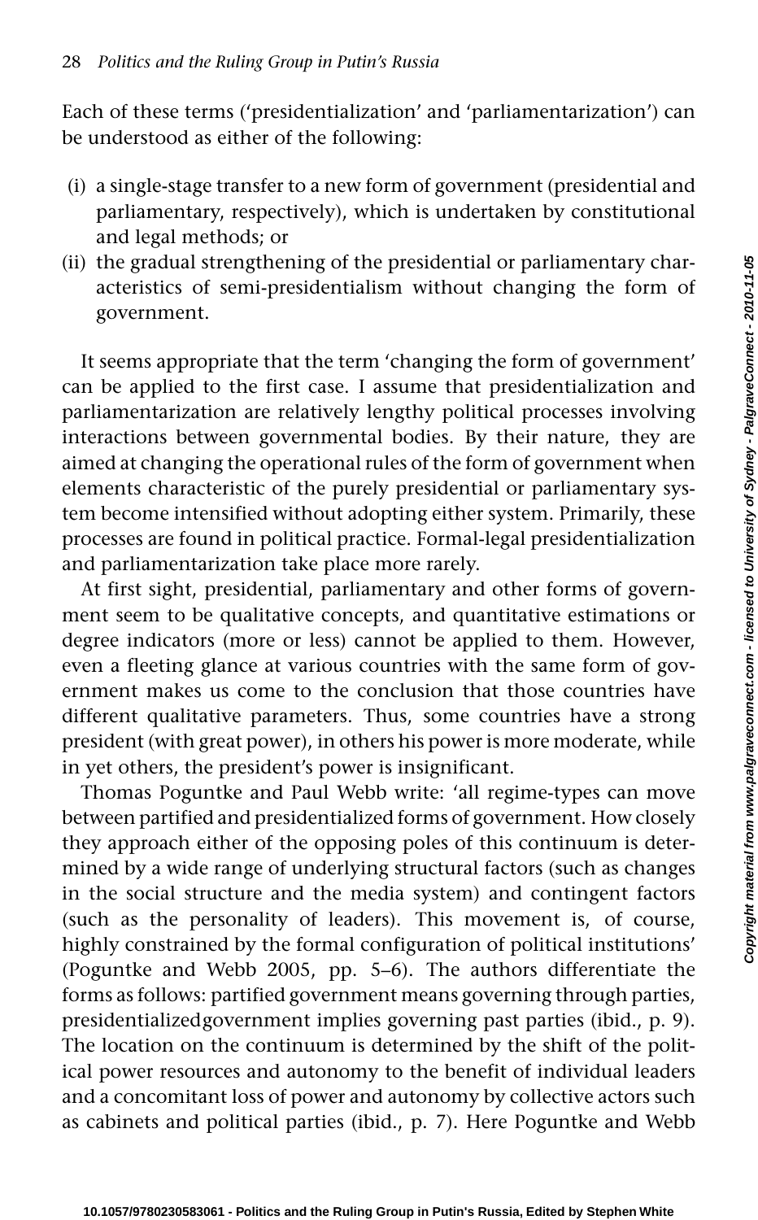Each of these terms ('presidentialization' and 'parliamentarization') can be understood as either of the following:

(i) a single-stage transfer to a new form of government (presidential and parliamentary, respectively), which is undertaken by constitutional and legal methods; or
(ii) the gradual strengthening of the presidential or parliamentary characteristics of semi-presidentialism without changing the form of government.

It seems appropriate that the term 'changing the form of government' can be applied to the first case. I assume that presidentialization and parliamentarization are relatively lengthy political processes involving interactions between governmental bodies. By their nature, they are aimed at changing the operational rules of the form of government when elements characteristic of the purely presidential or parliamentary system become intensified without adopting either system. Primarily, these processes are found in political practice. Formal-legal presidentialization and parliamentarization take place more rarely.

At first sight, presidential, parliamentary and other forms of government seem to be qualitative concepts, and quantitative estimations or degree indicators (more or less) cannot be applied to them. However, even a fleeting glance at various countries with the same form of government makes us come to the conclusion that those countries have different qualitative parameters. Thus, some countries have a strong president (with great power), in others his power is more moderate, while in yet others, the president's power is insignificant.

Thomas Poguntke and Paul Webb write: 'all regime-types can move between partified and presidentialized forms of government. How closely they approach either of the opposing poles of this continuum is determined by a wide range of underlying structural factors (such as changes in the social structure and the media system) and contingent factors (such as the personality of leaders). This movement is, of course, highly constrained by the formal configuration of political institutions' (Poguntke and Webb 2005, pp. 5–6). The authors differentiate the forms as follows: partified government means governing through parties, presidentialized government implies governing past parties (ibid., p. 9). The location on the continuum is determined by the shift of the political power resources and autonomy to the benefit of individual leaders and a concomitant loss of power and autonomy by collective actors such as cabinets and political parties (ibid., p. 7). Here Poguntke and Webb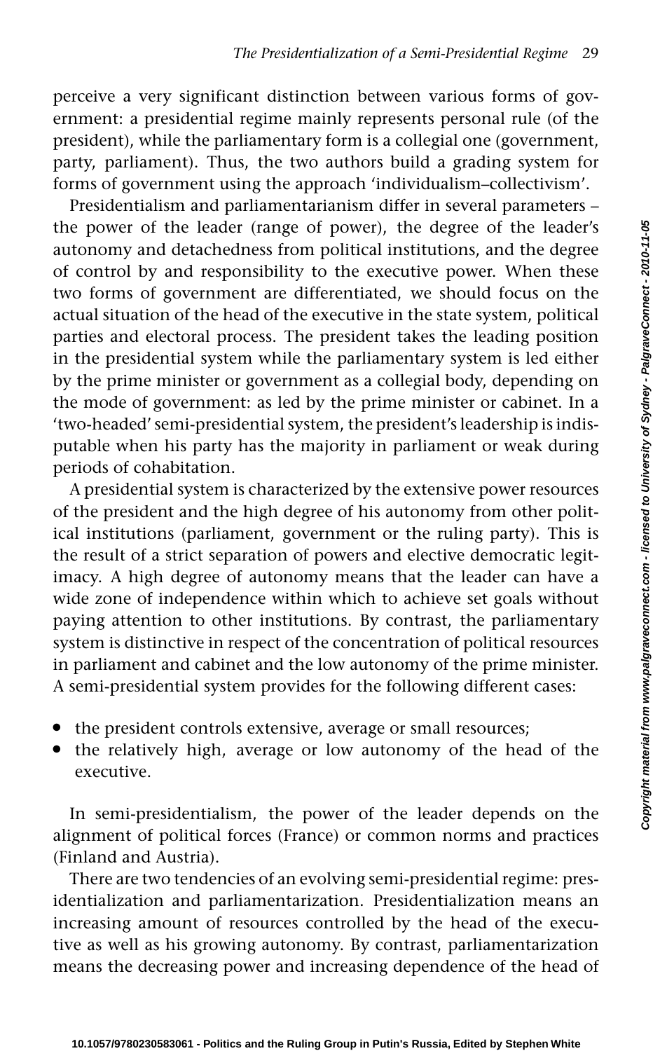perceive a very significant distinction between various forms of government: a presidential regime mainly represents personal rule (of the president), while the parliamentary form is a collegial one (government, party, parliament). Thus, the two authors build a grading system for forms of government using the approach 'individualism–collectivism'.

Presidentialism and parliamentarianism differ in several parameters – the power of the leader (range of power), the degree of the leader's autonomy and detachedness from political institutions, and the degree of control by and responsibility to the executive power. When these two forms of government are differentiated, we should focus on the actual situation of the head of the executive in the state system, political parties and electoral process. The president takes the leading position in the presidential system while the parliamentary system is led either by the prime minister or government as a collegial body, depending on the mode of government: as led by the prime minister or cabinet. In a 'two-headed' semi-presidential system, the president's leadership is indisputable when his party has the majority in parliament or weak during periods of cohabitation.

A presidential system is characterized by the extensive power resources of the president and the high degree of his autonomy from other political institutions (parliament, government or the ruling party). This is the result of a strict separation of powers and elective democratic legitimacy. A high degree of autonomy means that the leader can have a wide zone of independence within which to achieve set goals without paying attention to other institutions. By contrast, the parliamentary system is distinctive in respect of the concentration of political resources in parliament and cabinet and the low autonomy of the prime minister. A semi-presidential system provides for the following different cases:

- the president controls extensive, average or small resources;
- the relatively high, average or low autonomy of the head of the executive.

In semi-presidentialism, the power of the leader depends on the alignment of political forces (France) or common norms and practices (Finland and Austria).

There are two tendencies of an evolving semi-presidential regime: presidentialization and parliamentarization. Presidentialization means an increasing amount of resources controlled by the head of the executive as well as his growing autonomy. By contrast, parliamentarization means the decreasing power and increasing dependence of the head of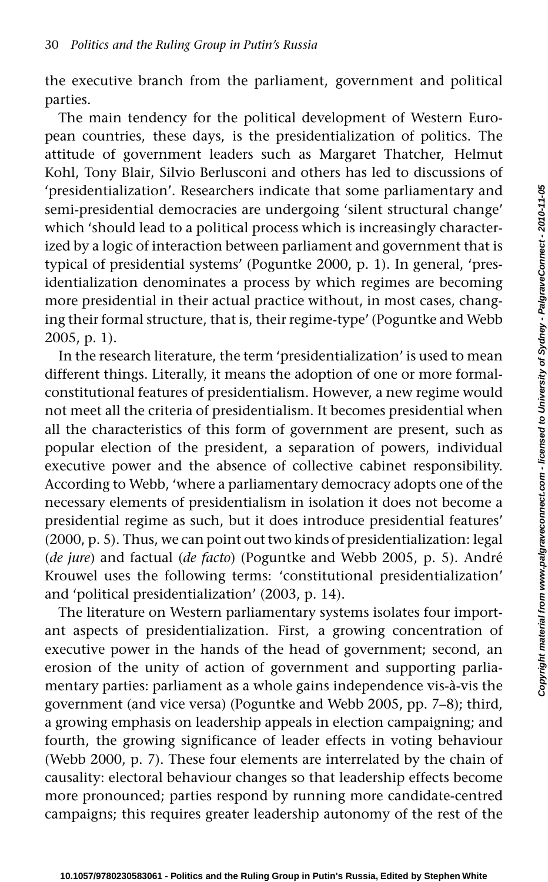the executive branch from the parliament, government and political parties.

The main tendency for the political development of Western European countries, these days, is the presidentialization of politics. The attitude of government leaders such as Margaret Thatcher, Helmut Kohl, Tony Blair, Silvio Berlusconi and others has led to discussions of 'presidentialization'. Researchers indicate that some parliamentary and semi-presidential democracies are undergoing 'silent structural change' which 'should lead to a political process which is increasingly characterized by a logic of interaction between parliament and government that is typical of presidential systems' (Poguntke 2000, p. 1). In general, 'presidentialization denominates a process by which regimes are becoming more presidential in their actual practice without, in most cases, changing their formal structure, that is, their regime-type' (Poguntke and Webb 2005, p. 1).

In the research literature, the term 'presidentialization' is used to mean different things. Literally, it means the adoption of one or more formal-constitutional features of presidentialism. However, a new regime would not meet all the criteria of presidentialism. It becomes presidential when all the characteristics of this form of government are present, such as popular election of the president, a separation of powers, individual executive power and the absence of collective cabinet responsibility. According to Webb, 'where a parliamentary democracy adopts one of the necessary elements of presidentialism in isolation it does not become a presidential regime as such, but it does introduce presidential features' (2000, p. 5). Thus, we can point out two kinds of presidentialization: legal (*de jure*) and factual (*de facto*) (Poguntke and Webb 2005, p. 5). André Krouwel uses the following terms: 'constitutional presidentialization' and 'political presidentialization' (2003, p. 14).

The literature on Western parliamentary systems isolates four important aspects of presidentialization. First, a growing concentration of executive power in the hands of the head of government; second, an erosion of the unity of action of government and supporting parliamentary parties: parliament as a whole gains independence vis-à-vis the government (and vice versa) (Poguntke and Webb 2005, pp. 7–8); third, a growing emphasis on leadership appeals in election campaigning; and fourth, the growing significance of leader effects in voting behaviour (Webb 2000, p. 7). These four elements are interrelated by the chain of causality: electoral behaviour changes so that leadership effects become more pronounced; parties respond by running more candidate-centred campaigns; this requires greater leadership autonomy of the rest of the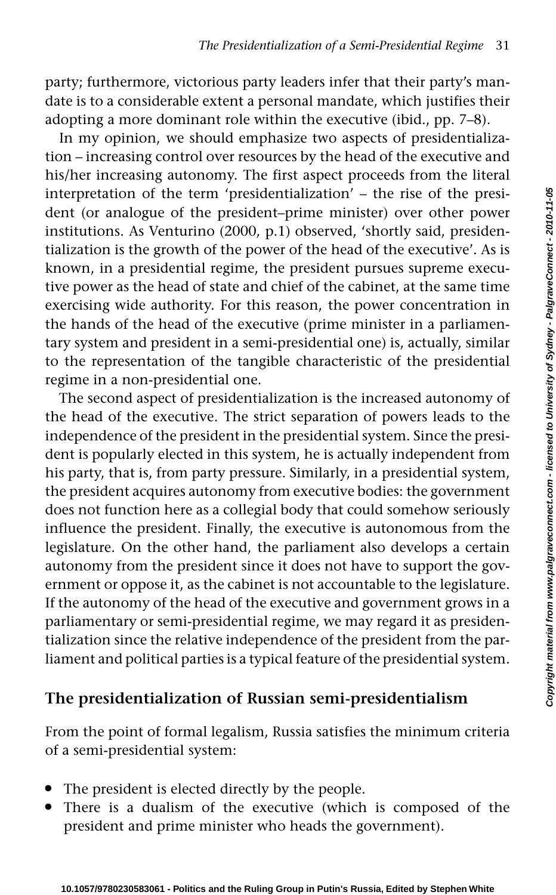party; furthermore, victorious party leaders infer that their party's mandate is to a considerable extent a personal mandate, which justifies their adopting a more dominant role within the executive (ibid., pp. 7–8).

In my opinion, we should emphasize two aspects of presidentialization – increasing control over resources by the head of the executive and his/her increasing autonomy. The first aspect proceeds from the literal interpretation of the term 'presidentialization' – the rise of the president (or analogue of the president–prime minister) over other power institutions. As Venturino (2000, p.1) observed, 'shortly said, presidentialization is the growth of the power of the head of the executive'. As is known, in a presidential regime, the president pursues supreme executive power as the head of state and chief of the cabinet, at the same time exercising wide authority. For this reason, the power concentration in the hands of the head of the executive (prime minister in a parliamentary system and president in a semi-presidential one) is, actually, similar to the representation of the tangible characteristic of the presidential regime in a non-presidential one.

The second aspect of presidentialization is the increased autonomy of the head of the executive. The strict separation of powers leads to the independence of the president in the presidential system. Since the president is popularly elected in this system, he is actually independent from his party, that is, from party pressure. Similarly, in a presidential system, the president acquires autonomy from executive bodies: the government does not function here as a collegial body that could somehow seriously influence the president. Finally, the executive is autonomous from the legislature. On the other hand, the parliament also develops a certain autonomy from the president since it does not have to support the government or oppose it, as the cabinet is not accountable to the legislature. If the autonomy of the head of the executive and government grows in a parliamentary or semi-presidential regime, we may regard it as presidentialization since the relative independence of the president from the parliament and political parties is a typical feature of the presidential system.

## The presidentialization of Russian semi-presidentialism

From the point of formal legalism, Russia satisfies the minimum criteria of a semi-presidential system:

- The president is elected directly by the people.
- There is a dualism of the executive (which is composed of the president and prime minister who heads the government).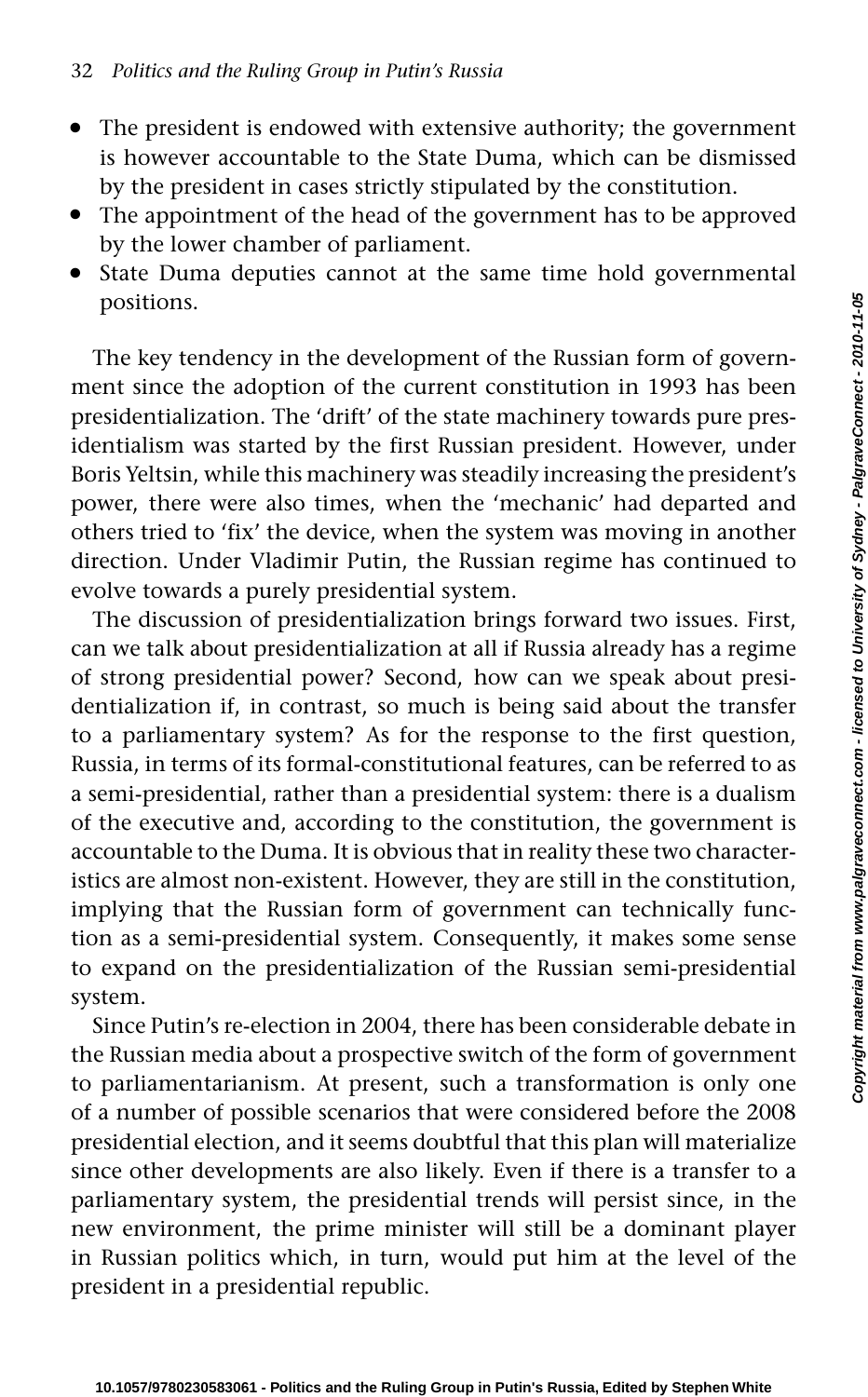- The president is endowed with extensive authority; the government is however accountable to the State Duma, which can be dismissed by the president in cases strictly stipulated by the constitution.
- The appointment of the head of the government has to be approved by the lower chamber of parliament.
- State Duma deputies cannot at the same time hold governmental positions.

The key tendency in the development of the Russian form of government since the adoption of the current constitution in 1993 has been presidentialization. The 'drift' of the state machinery towards pure presidentialism was started by the first Russian president. However, under Boris Yeltsin, while this machinery was steadily increasing the president's power, there were also times, when the 'mechanic' had departed and others tried to 'fix' the device, when the system was moving in another direction. Under Vladimir Putin, the Russian regime has continued to evolve towards a purely presidential system.

The discussion of presidentialization brings forward two issues. First, can we talk about presidentialization at all if Russia already has a regime of strong presidential power? Second, how can we speak about presidentialization if, in contrast, so much is being said about the transfer to a parliamentary system? As for the response to the first question, Russia, in terms of its formal-constitutional features, can be referred to as a semi-presidential, rather than a presidential system: there is a dualism of the executive and, according to the constitution, the government is accountable to the Duma. It is obvious that in reality these two characteristics are almost non-existent. However, they are still in the constitution, implying that the Russian form of government can technically function as a semi-presidential system. Consequently, it makes some sense to expand on the presidentialization of the Russian semi-presidential system.

Since Putin's re-election in 2004, there has been considerable debate in the Russian media about a prospective switch of the form of government to parliamentarianism. At present, such a transformation is only one of a number of possible scenarios that were considered before the 2008 presidential election, and it seems doubtful that this plan will materialize since other developments are also likely. Even if there is a transfer to a parliamentary system, the presidential trends will persist since, in the new environment, the prime minister will still be a dominant player in Russian politics which, in turn, would put him at the level of the president in a presidential republic.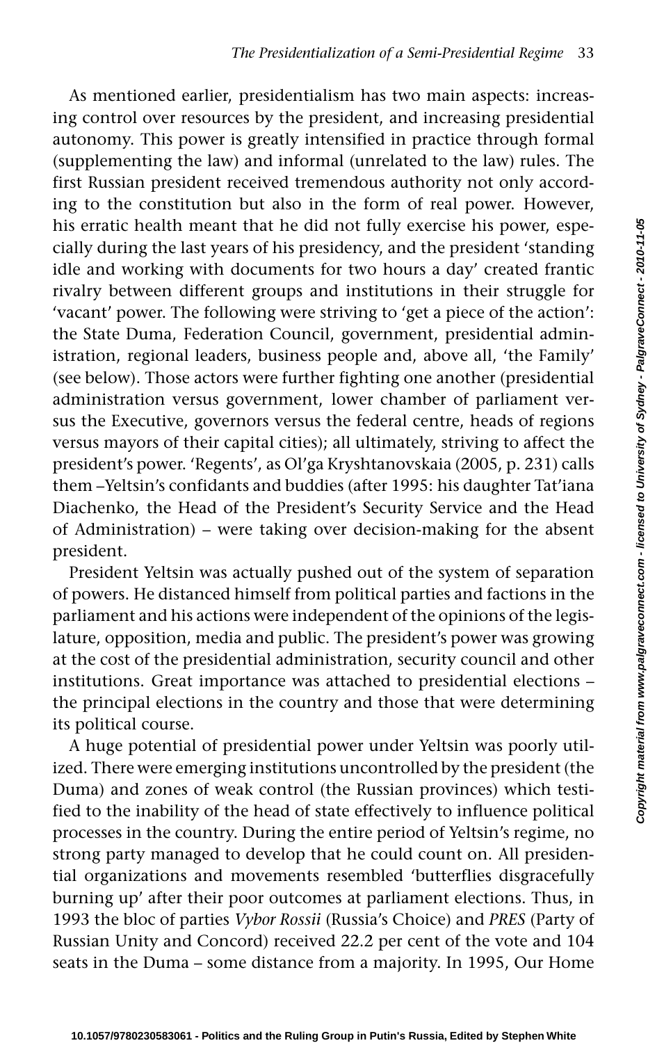As mentioned earlier, presidentialism has two main aspects: increasing control over resources by the president, and increasing presidential autonomy. This power is greatly intensified in practice through formal (supplementing the law) and informal (unrelated to the law) rules. The first Russian president received tremendous authority not only according to the constitution but also in the form of real power. However, his erratic health meant that he did not fully exercise his power, especially during the last years of his presidency, and the president 'standing idle and working with documents for two hours a day' created frantic rivalry between different groups and institutions in their struggle for 'vacant' power. The following were striving to 'get a piece of the action': the State Duma, Federation Council, government, presidential administration, regional leaders, business people and, above all, 'the Family' (see below). Those actors were further fighting one another (presidential administration versus government, lower chamber of parliament versus the Executive, governors versus the federal centre, heads of regions versus mayors of their capital cities); all ultimately, striving to affect the president's power. 'Regents', as Ol'ga Kryshtanovskaia (2005, p. 231) calls them –Yeltsin's confidants and buddies (after 1995: his daughter Tat'iana Diachenko, the Head of the President's Security Service and the Head of Administration) – were taking over decision-making for the absent president.

President Yeltsin was actually pushed out of the system of separation of powers. He distanced himself from political parties and factions in the parliament and his actions were independent of the opinions of the legislature, opposition, media and public. The president's power was growing at the cost of the presidential administration, security council and other institutions. Great importance was attached to presidential elections – the principal elections in the country and those that were determining its political course.

A huge potential of presidential power under Yeltsin was poorly utilized. There were emerging institutions uncontrolled by the president (the Duma) and zones of weak control (the Russian provinces) which testified to the inability of the head of state effectively to influence political processes in the country. During the entire period of Yeltsin's regime, no strong party managed to develop that he could count on. All presidential organizations and movements resembled 'butterflies disgracefully burning up' after their poor outcomes at parliament elections. Thus, in 1993 the bloc of parties *Vybor Rossii* (Russia's Choice) and *PRES* (Party of Russian Unity and Concord) received 22.2 per cent of the vote and 104 seats in the Duma – some distance from a majority. In 1995, Our Home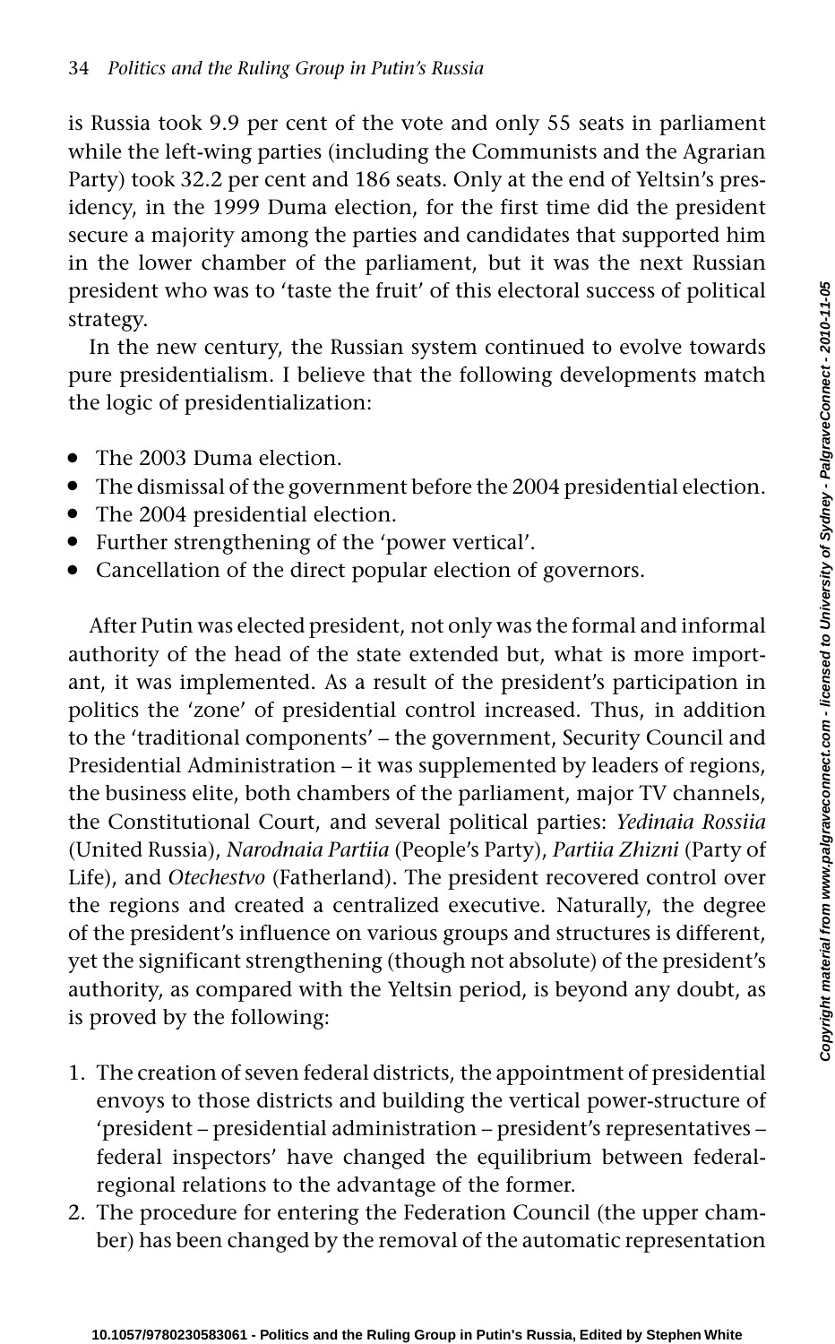is Russia took 9.9 per cent of the vote and only 55 seats in parliament while the left-wing parties (including the Communists and the Agrarian Party) took 32.2 per cent and 186 seats. Only at the end of Yeltsin's presidency, in the 1999 Duma election, for the first time did the president secure a majority among the parties and candidates that supported him in the lower chamber of the parliament, but it was the next Russian president who was to 'taste the fruit' of this electoral success of political strategy.

In the new century, the Russian system continued to evolve towards pure presidentialism. I believe that the following developments match the logic of presidentialization:

- The 2003 Duma election.
- The dismissal of the government before the 2004 presidential election.
- The 2004 presidential election.
- Further strengthening of the 'power vertical'.
- Cancellation of the direct popular election of governors.

After Putin was elected president, not only was the formal and informal authority of the head of the state extended but, what is more important, it was implemented. As a result of the president's participation in politics the 'zone' of presidential control increased. Thus, in addition to the 'traditional components' – the government, Security Council and Presidential Administration – it was supplemented by leaders of regions, the business elite, both chambers of the parliament, major TV channels, the Constitutional Court, and several political parties: *Yedinaia Rossiia* (United Russia), *Narodnaia Partiia* (People's Party), *Partiia Zhizni* (Party of Life), and *Otechestvo* (Fatherland). The president recovered control over the regions and created a centralized executive. Naturally, the degree of the president's influence on various groups and structures is different, yet the significant strengthening (though not absolute) of the president's authority, as compared with the Yeltsin period, is beyond any doubt, as is proved by the following:

1. The creation of seven federal districts, the appointment of presidential envoys to those districts and building the vertical power-structure of 'president – presidential administration – president's representatives – federal inspectors' have changed the equilibrium between federal-regional relations to the advantage of the former.
2. The procedure for entering the Federation Council (the upper chamber) has been changed by the removal of the automatic representation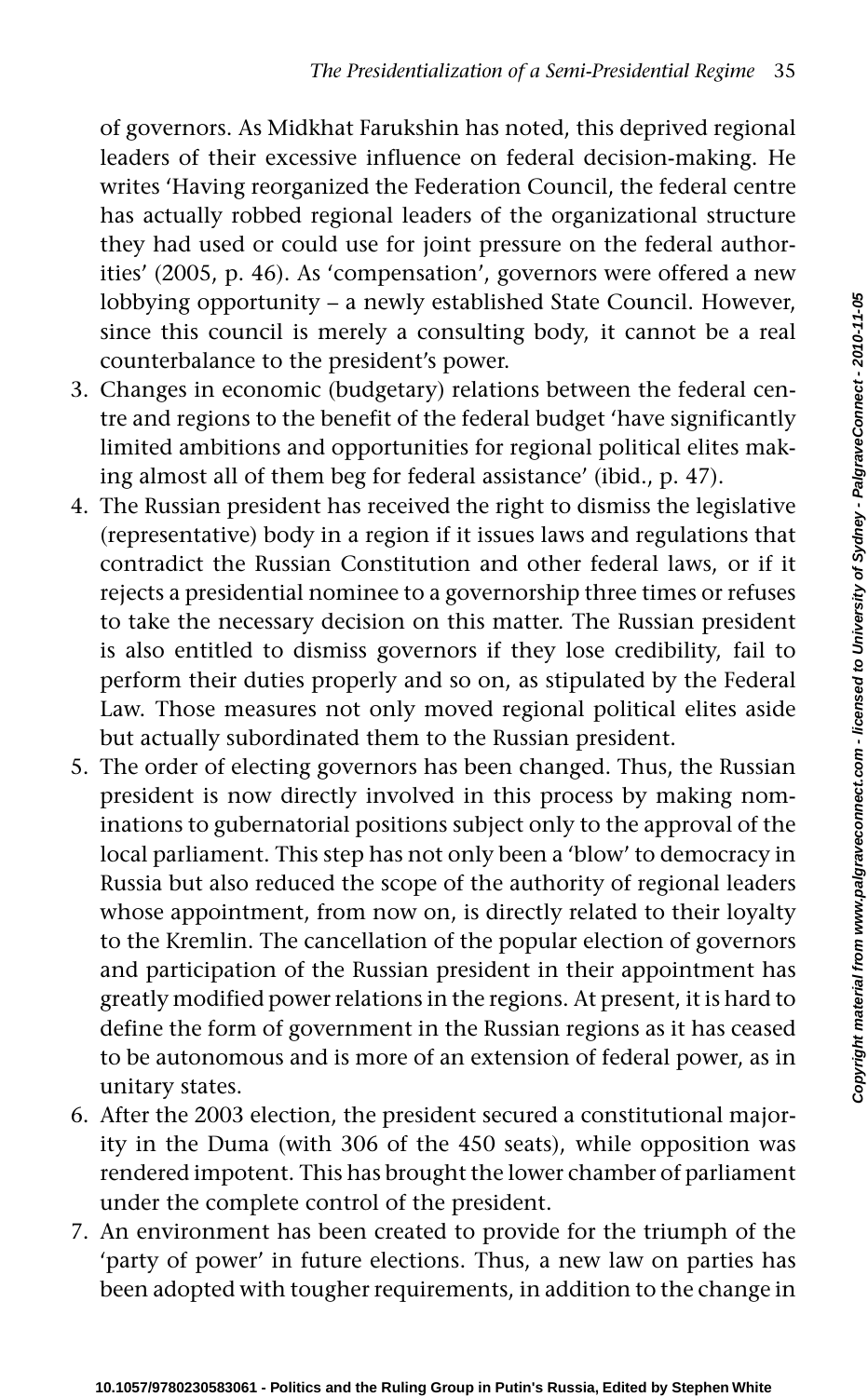of governors. As Midkhat Farukshin has noted, this deprived regional leaders of their excessive influence on federal decision-making. He writes 'Having reorganized the Federation Council, the federal centre has actually robbed regional leaders of the organizational structure they had used or could use for joint pressure on the federal authorities' (2005, p. 46). As 'compensation', governors were offered a new lobbying opportunity – a newly established State Council. However, since this council is merely a consulting body, it cannot be a real counterbalance to the president's power.

3. Changes in economic (budgetary) relations between the federal centre and regions to the benefit of the federal budget 'have significantly limited ambitions and opportunities for regional political elites making almost all of them beg for federal assistance' (ibid., p. 47).
4. The Russian president has received the right to dismiss the legislative (representative) body in a region if it issues laws and regulations that contradict the Russian Constitution and other federal laws, or if it rejects a presidential nominee to a governorship three times or refuses to take the necessary decision on this matter. The Russian president is also entitled to dismiss governors if they lose credibility, fail to perform their duties properly and so on, as stipulated by the Federal Law. Those measures not only moved regional political elites aside but actually subordinated them to the Russian president.
5. The order of electing governors has been changed. Thus, the Russian president is now directly involved in this process by making nominations to gubernatorial positions subject only to the approval of the local parliament. This step has not only been a 'blow' to democracy in Russia but also reduced the scope of the authority of regional leaders whose appointment, from now on, is directly related to their loyalty to the Kremlin. The cancellation of the popular election of governors and participation of the Russian president in their appointment has greatly modified power relations in the regions. At present, it is hard to define the form of government in the Russian regions as it has ceased to be autonomous and is more of an extension of federal power, as in unitary states.
6. After the 2003 election, the president secured a constitutional majority in the Duma (with 306 of the 450 seats), while opposition was rendered impotent. This has brought the lower chamber of parliament under the complete control of the president.
7. An environment has been created to provide for the triumph of the 'party of power' in future elections. Thus, a new law on parties has been adopted with tougher requirements, in addition to the change in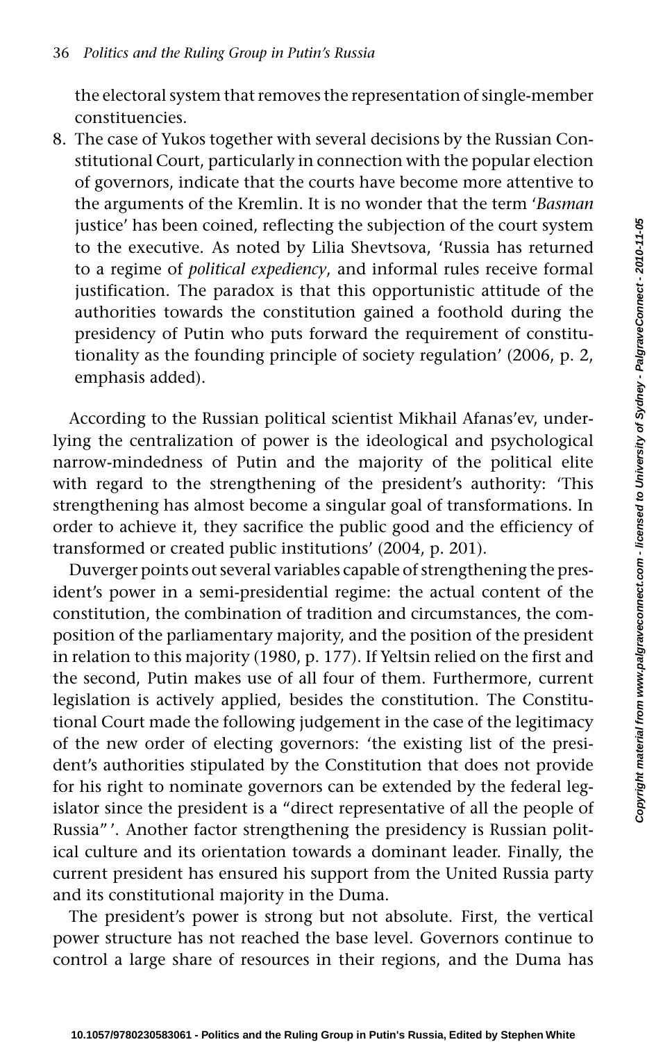the electoral system that removes the representation of single-member constituencies.

8. The case of Yukos together with several decisions by the Russian Constitutional Court, particularly in connection with the popular election of governors, indicate that the courts have become more attentive to the arguments of the Kremlin. It is no wonder that the term '*Basman* justice' has been coined, reflecting the subjection of the court system to the executive. As noted by Lilia Shevtsova, 'Russia has returned to a regime of *political expediency*, and informal rules receive formal justification. The paradox is that this opportunistic attitude of the authorities towards the constitution gained a foothold during the presidency of Putin who puts forward the requirement of constitutionality as the founding principle of society regulation' (2006, p. 2, emphasis added).

According to the Russian political scientist Mikhail Afanas'ev, underlying the centralization of power is the ideological and psychological narrow-mindedness of Putin and the majority of the political elite with regard to the strengthening of the president's authority: 'This strengthening has almost become a singular goal of transformations. In order to achieve it, they sacrifice the public good and the efficiency of transformed or created public institutions' (2004, p. 201).

Duverger points out several variables capable of strengthening the president's power in a semi-presidential regime: the actual content of the constitution, the combination of tradition and circumstances, the composition of the parliamentary majority, and the position of the president in relation to this majority (1980, p. 177). If Yeltsin relied on the first and the second, Putin makes use of all four of them. Furthermore, current legislation is actively applied, besides the constitution. The Constitutional Court made the following judgement in the case of the legitimacy of the new order of electing governors: 'the existing list of the president's authorities stipulated by the Constitution that does not provide for his right to nominate governors can be extended by the federal legislator since the president is a "direct representative of all the people of Russia"'. Another factor strengthening the presidency is Russian political culture and its orientation towards a dominant leader. Finally, the current president has ensured his support from the United Russia party and its constitutional majority in the Duma.

The president's power is strong but not absolute. First, the vertical power structure has not reached the base level. Governors continue to control a large share of resources in their regions, and the Duma has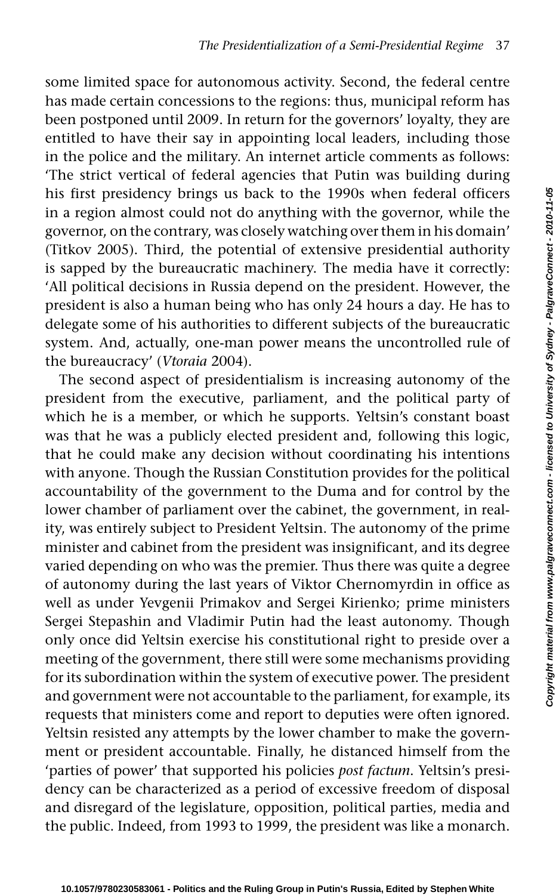some limited space for autonomous activity. Second, the federal centre has made certain concessions to the regions: thus, municipal reform has been postponed until 2009. In return for the governors' loyalty, they are entitled to have their say in appointing local leaders, including those in the police and the military. An internet article comments as follows: 'The strict vertical of federal agencies that Putin was building during his first presidency brings us back to the 1990s when federal officers in a region almost could not do anything with the governor, while the governor, on the contrary, was closely watching over them in his domain' (Titkov 2005). Third, the potential of extensive presidential authority is sapped by the bureaucratic machinery. The media have it correctly: 'All political decisions in Russia depend on the president. However, the president is also a human being who has only 24 hours a day. He has to delegate some of his authorities to different subjects of the bureaucratic system. And, actually, one-man power means the uncontrolled rule of the bureaucracy' (*Vtoraia* 2004).

The second aspect of presidentialism is increasing autonomy of the president from the executive, parliament, and the political party of which he is a member, or which he supports. Yeltsin's constant boast was that he was a publicly elected president and, following this logic, that he could make any decision without coordinating his intentions with anyone. Though the Russian Constitution provides for the political accountability of the government to the Duma and for control by the lower chamber of parliament over the cabinet, the government, in reality, was entirely subject to President Yeltsin. The autonomy of the prime minister and cabinet from the president was insignificant, and its degree varied depending on who was the premier. Thus there was quite a degree of autonomy during the last years of Viktor Chernomyrdin in office as well as under Yevgenii Primakov and Sergei Kirienko; prime ministers Sergei Stepashin and Vladimir Putin had the least autonomy. Though only once did Yeltsin exercise his constitutional right to preside over a meeting of the government, there still were some mechanisms providing for its subordination within the system of executive power. The president and government were not accountable to the parliament, for example, its requests that ministers come and report to deputies were often ignored. Yeltsin resisted any attempts by the lower chamber to make the government or president accountable. Finally, he distanced himself from the 'parties of power' that supported his policies *post factum*. Yeltsin's presidency can be characterized as a period of excessive freedom of disposal and disregard of the legislature, opposition, political parties, media and the public. Indeed, from 1993 to 1999, the president was like a monarch.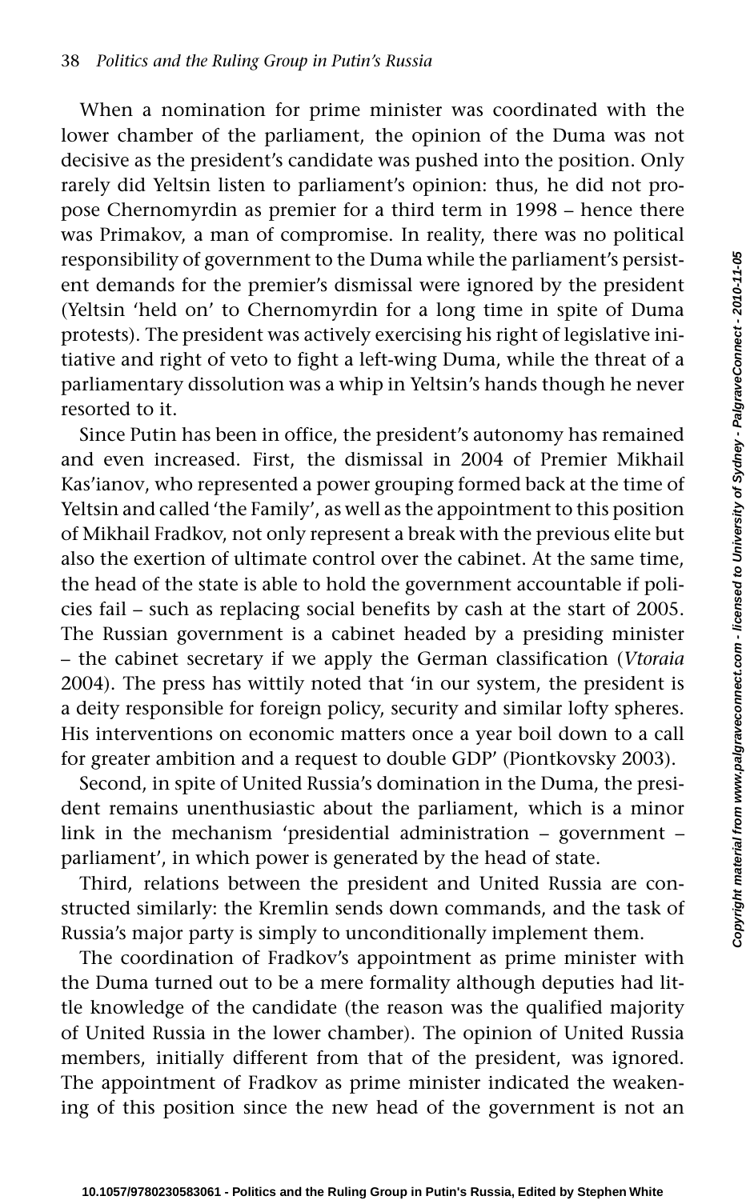When a nomination for prime minister was coordinated with the lower chamber of the parliament, the opinion of the Duma was not decisive as the president's candidate was pushed into the position. Only rarely did Yeltsin listen to parliament's opinion: thus, he did not propose Chernomyrdin as premier for a third term in 1998 – hence there was Primakov, a man of compromise. In reality, there was no political responsibility of government to the Duma while the parliament's persistent demands for the premier's dismissal were ignored by the president (Yeltsin 'held on' to Chernomyrdin for a long time in spite of Duma protests). The president was actively exercising his right of legislative initiative and right of veto to fight a left-wing Duma, while the threat of a parliamentary dissolution was a whip in Yeltsin's hands though he never resorted to it.

Since Putin has been in office, the president's autonomy has remained and even increased. First, the dismissal in 2004 of Premier Mikhail Kas'ianov, who represented a power grouping formed back at the time of Yeltsin and called 'the Family', as well as the appointment to this position of Mikhail Fradkov, not only represent a break with the previous elite but also the exertion of ultimate control over the cabinet. At the same time, the head of the state is able to hold the government accountable if policies fail – such as replacing social benefits by cash at the start of 2005. The Russian government is a cabinet headed by a presiding minister – the cabinet secretary if we apply the German classification (*Vtoraia* 2004). The press has wittily noted that 'in our system, the president is a deity responsible for foreign policy, security and similar lofty spheres. His interventions on economic matters once a year boil down to a call for greater ambition and a request to double GDP' (Piontkovsky 2003).

Second, in spite of United Russia's domination in the Duma, the president remains unenthusiastic about the parliament, which is a minor link in the mechanism 'presidential administration – government – parliament', in which power is generated by the head of state.

Third, relations between the president and United Russia are constructed similarly: the Kremlin sends down commands, and the task of Russia's major party is simply to unconditionally implement them.

The coordination of Fradkov's appointment as prime minister with the Duma turned out to be a mere formality although deputies had little knowledge of the candidate (the reason was the qualified majority of United Russia in the lower chamber). The opinion of United Russia members, initially different from that of the president, was ignored. The appointment of Fradkov as prime minister indicated the weakening of this position since the new head of the government is not an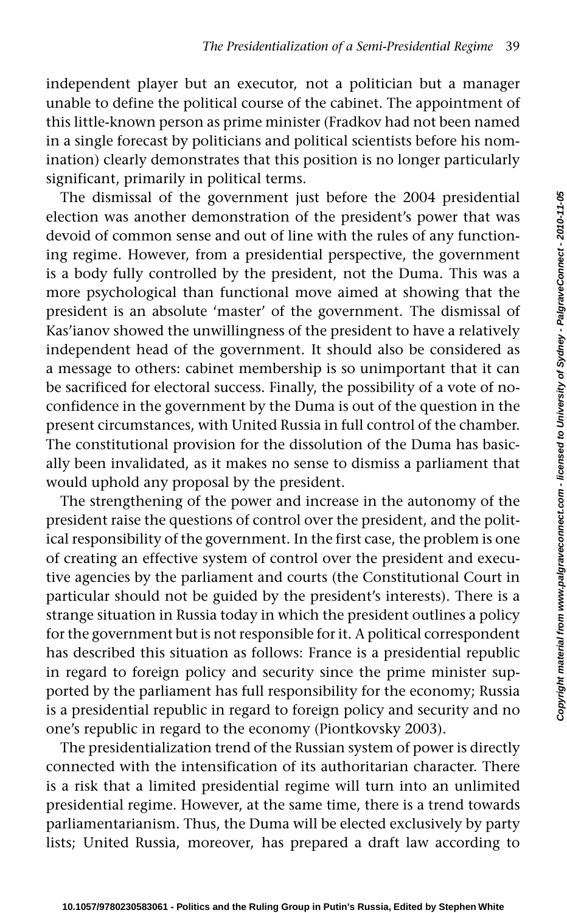independent player but an executor, not a politician but a manager unable to define the political course of the cabinet. The appointment of this little-known person as prime minister (Fradkov had not been named in a single forecast by politicians and political scientists before his nomination) clearly demonstrates that this position is no longer particularly significant, primarily in political terms.

The dismissal of the government just before the 2004 presidential election was another demonstration of the president's power that was devoid of common sense and out of line with the rules of any functioning regime. However, from a presidential perspective, the government is a body fully controlled by the president, not the Duma. This was a more psychological than functional move aimed at showing that the president is an absolute 'master' of the government. The dismissal of Kas'ianov showed the unwillingness of the president to have a relatively independent head of the government. It should also be considered as a message to others: cabinet membership is so unimportant that it can be sacrificed for electoral success. Finally, the possibility of a vote of no-confidence in the government by the Duma is out of the question in the present circumstances, with United Russia in full control of the chamber. The constitutional provision for the dissolution of the Duma has basically been invalidated, as it makes no sense to dismiss a parliament that would uphold any proposal by the president.

The strengthening of the power and increase in the autonomy of the president raise the questions of control over the president, and the political responsibility of the government. In the first case, the problem is one of creating an effective system of control over the president and executive agencies by the parliament and courts (the Constitutional Court in particular should not be guided by the president's interests). There is a strange situation in Russia today in which the president outlines a policy for the government but is not responsible for it. A political correspondent has described this situation as follows: France is a presidential republic in regard to foreign policy and security since the prime minister supported by the parliament has full responsibility for the economy; Russia is a presidential republic in regard to foreign policy and security and no one's republic in regard to the economy (Piontkovsky 2003).

The presidentialization trend of the Russian system of power is directly connected with the intensification of its authoritarian character. There is a risk that a limited presidential regime will turn into an unlimited presidential regime. However, at the same time, there is a trend towards parliamentarianism. Thus, the Duma will be elected exclusively by party lists; United Russia, moreover, has prepared a draft law according to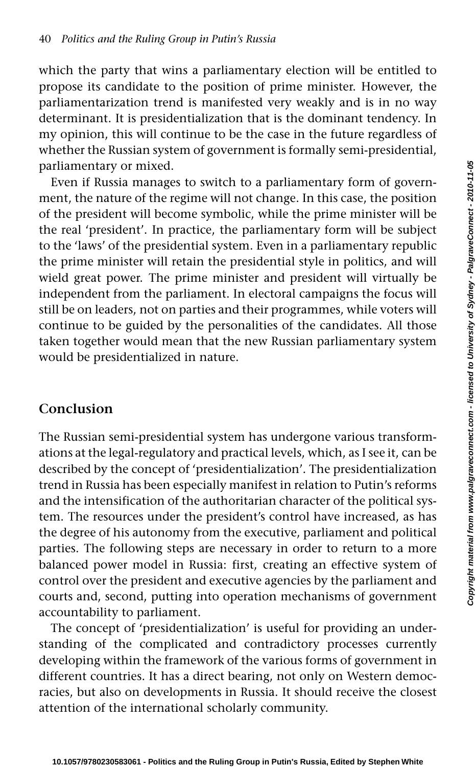which the party that wins a parliamentary election will be entitled to propose its candidate to the position of prime minister. However, the parliamentarization trend is manifested very weakly and is in no way determinant. It is presidentialization that is the dominant tendency. In my opinion, this will continue to be the case in the future regardless of whether the Russian system of government is formally semi-presidential, parliamentary or mixed.

Even if Russia manages to switch to a parliamentary form of government, the nature of the regime will not change. In this case, the position of the president will become symbolic, while the prime minister will be the real 'president'. In practice, the parliamentary form will be subject to the 'laws' of the presidential system. Even in a parliamentary republic the prime minister will retain the presidential style in politics, and will wield great power. The prime minister and president will virtually be independent from the parliament. In electoral campaigns the focus will still be on leaders, not on parties and their programmes, while voters will continue to be guided by the personalities of the candidates. All those taken together would mean that the new Russian parliamentary system would be presidentialized in nature.

## Conclusion

The Russian semi-presidential system has undergone various transformations at the legal-regulatory and practical levels, which, as I see it, can be described by the concept of 'presidentialization'. The presidentialization trend in Russia has been especially manifest in relation to Putin's reforms and the intensification of the authoritarian character of the political system. The resources under the president's control have increased, as has the degree of his autonomy from the executive, parliament and political parties. The following steps are necessary in order to return to a more balanced power model in Russia: first, creating an effective system of control over the president and executive agencies by the parliament and courts and, second, putting into operation mechanisms of government accountability to parliament.

The concept of 'presidentialization' is useful for providing an understanding of the complicated and contradictory processes currently developing within the framework of the various forms of government in different countries. It has a direct bearing, not only on Western democracies, but also on developments in Russia. It should receive the closest attention of the international scholarly community.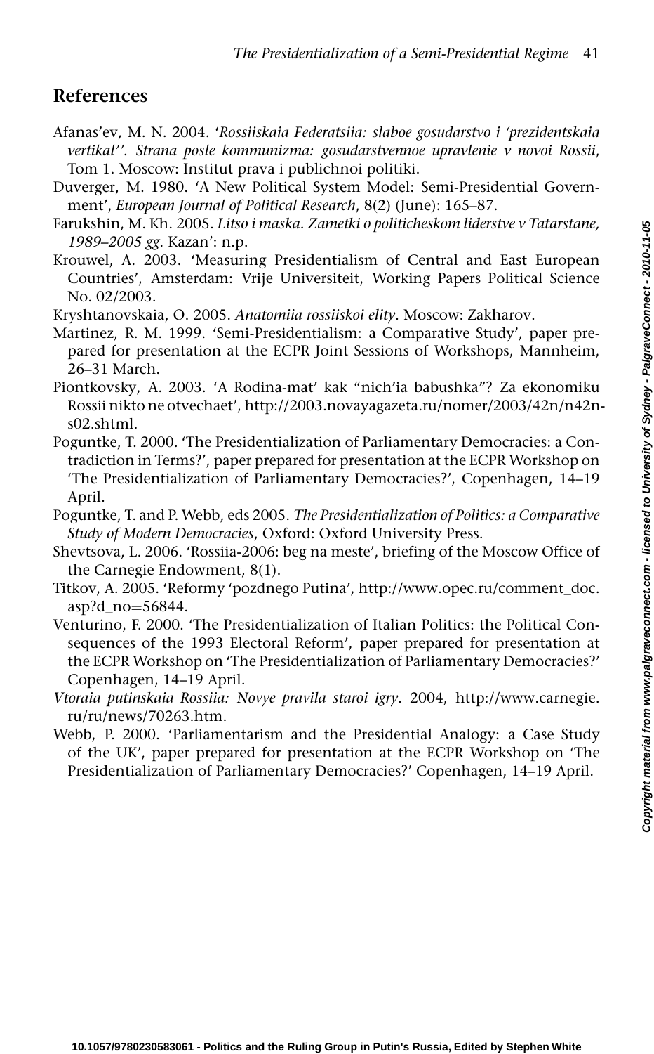## References

Afanas'ev, M. N. 2004. '*Rossiiskaia Federatsiia: slaboe gosudarstvo i 'prezidentskaia vertikal''. Strana posle kommunizma: gosudarstvennoe upravlenie v novoi Rossii*, Tom 1. Moscow: Institut prava i publichnoi politiki.

Duverger, M. 1980. 'A New Political System Model: Semi-Presidential Government', *European Journal of Political Research*, 8(2) (June): 165–87.

Farukshin, M. Kh. 2005. *Litso i maska. Zametki o politicheskom liderstve v Tatarstane, 1989–2005 gg*. Kazan': n.p.

Krouwel, A. 2003. 'Measuring Presidentialism of Central and East European Countries', Amsterdam: Vrije Universiteit, Working Papers Political Science No. 02/2003.

Kryshtanovskaia, O. 2005. *Anatomiia rossiiskoi elity*. Moscow: Zakharov.

Martinez, R. M. 1999. 'Semi-Presidentialism: a Comparative Study', paper prepared for presentation at the ECPR Joint Sessions of Workshops, Mannheim, 26–31 March.

Piontkovsky, A. 2003. 'A Rodina-mat' kak "nich'ia babushka"? Za ekonomiku Rossii nikto ne otvechaet', http://2003.novayagazeta.ru/nomer/2003/42n/n42n-s02.shtml.

Poguntke, T. 2000. 'The Presidentialization of Parliamentary Democracies: a Contradiction in Terms?', paper prepared for presentation at the ECPR Workshop on 'The Presidentialization of Parliamentary Democracies?', Copenhagen, 14–19 April.

Poguntke, T. and P. Webb, eds 2005. *The Presidentialization of Politics: a Comparative Study of Modern Democracies*, Oxford: Oxford University Press.

Shevtsova, L. 2006. 'Rossiia-2006: beg na meste', briefing of the Moscow Office of the Carnegie Endowment, 8(1).

Titkov, A. 2005. 'Reformy 'pozdnego Putina', http://www.opec.ru/comment_doc.asp?d_no=56844.

Venturino, F. 2000. 'The Presidentialization of Italian Politics: the Political Consequences of the 1993 Electoral Reform', paper prepared for presentation at the ECPR Workshop on 'The Presidentialization of Parliamentary Democracies?' Copenhagen, 14–19 April.

*Vtoraia putinskaia Rossiia: Novye pravila staroi igry*. 2004, http://www.carnegie.ru/ru/news/70263.htm.

Webb, P. 2000. 'Parliamentarism and the Presidential Analogy: a Case Study of the UK', paper prepared for presentation at the ECPR Workshop on 'The Presidentialization of Parliamentary Democracies?' Copenhagen, 14–19 April.